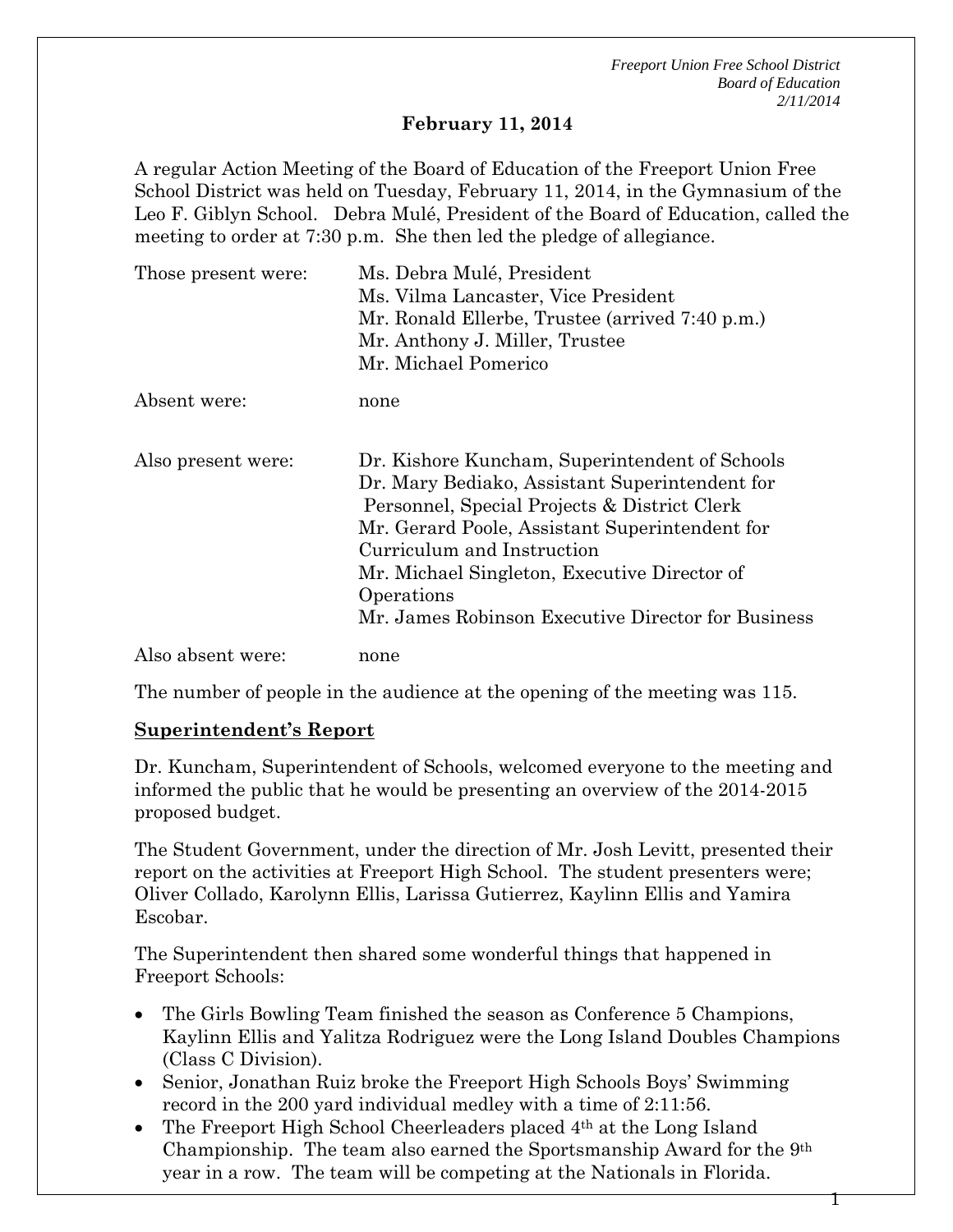**February 11, 2014**

A regular Action Meeting of the Board of Education of the Freeport Union Free School District was held on Tuesday, February 11, 2014, in the Gymnasium of the Leo F. Giblyn School. Debra Mulé, President of the Board of Education, called the meeting to order at 7:30 p.m. She then led the pledge of allegiance.

| | |
|---|---|
| Those present were: | Ms. Debra Mulé, President<br>Ms. Vilma Lancaster, Vice President<br>Mr. Ronald Ellerbe, Trustee (arrived 7:40 p.m.)<br>Mr. Anthony J. Miller, Trustee<br>Mr. Michael Pomerico |
| Absent were: | none |
| Also present were: | Dr. Kishore Kuncham, Superintendent of Schools<br>Dr. Mary Bediako, Assistant Superintendent for Personnel, Special Projects & District Clerk<br>Mr. Gerard Poole, Assistant Superintendent for Curriculum and Instruction<br>Mr. Michael Singleton, Executive Director of Operations<br>Mr. James Robinson Executive Director for Business |
| Also absent were: | none |

The number of people in the audience at the opening of the meeting was 115.

**Superintendent's Report**

Dr. Kuncham, Superintendent of Schools, welcomed everyone to the meeting and informed the public that he would be presenting an overview of the 2014-2015 proposed budget.

The Student Government, under the direction of Mr. Josh Levitt, presented their report on the activities at Freeport High School. The student presenters were; Oliver Collado, Karolynn Ellis, Larissa Gutierrez, Kaylinn Ellis and Yamira Escobar.

The Superintendent then shared some wonderful things that happened in Freeport Schools:

- The Girls Bowling Team finished the season as Conference 5 Champions, Kaylinn Ellis and Yalitza Rodriguez were the Long Island Doubles Champions (Class C Division).
- Senior, Jonathan Ruiz broke the Freeport High Schools Boys' Swimming record in the 200 yard individual medley with a time of 2:11:56.
- The Freeport High School Cheerleaders placed 4th at the Long Island Championship. The team also earned the Sportsmanship Award for the 9th year in a row. The team will be competing at the Nationals in Florida.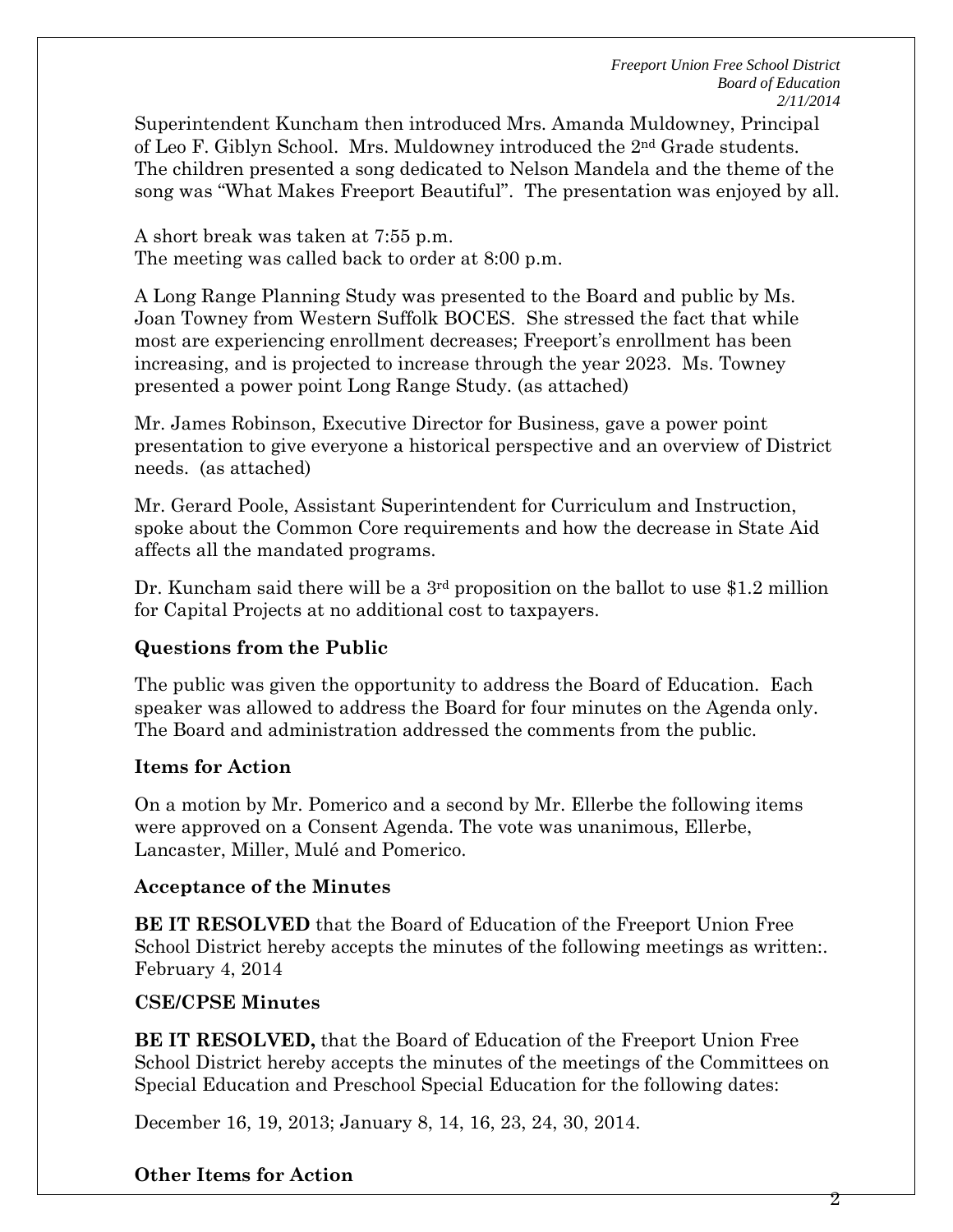Superintendent Kuncham then introduced Mrs. Amanda Muldowney, Principal of Leo F. Giblyn School. Mrs. Muldowney introduced the 2nd Grade students. The children presented a song dedicated to Nelson Mandela and the theme of the song was "What Makes Freeport Beautiful". The presentation was enjoyed by all.

A short break was taken at 7:55 p.m.
The meeting was called back to order at 8:00 p.m.

A Long Range Planning Study was presented to the Board and public by Ms. Joan Towney from Western Suffolk BOCES. She stressed the fact that while most are experiencing enrollment decreases; Freeport's enrollment has been increasing, and is projected to increase through the year 2023. Ms. Towney presented a power point Long Range Study. (as attached)

Mr. James Robinson, Executive Director for Business, gave a power point presentation to give everyone a historical perspective and an overview of District needs. (as attached)

Mr. Gerard Poole, Assistant Superintendent for Curriculum and Instruction, spoke about the Common Core requirements and how the decrease in State Aid affects all the mandated programs.

Dr. Kuncham said there will be a 3rd proposition on the ballot to use $1.2 million for Capital Projects at no additional cost to taxpayers.

### Questions from the Public

The public was given the opportunity to address the Board of Education. Each speaker was allowed to address the Board for four minutes on the Agenda only. The Board and administration addressed the comments from the public.

### Items for Action

On a motion by Mr. Pomerico and a second by Mr. Ellerbe the following items were approved on a Consent Agenda. The vote was unanimous, Ellerbe, Lancaster, Miller, Mulé and Pomerico.

### Acceptance of the Minutes

**BE IT RESOLVED** that the Board of Education of the Freeport Union Free School District hereby accepts the minutes of the following meetings as written:. February 4, 2014

### CSE/CPSE Minutes

**BE IT RESOLVED,** that the Board of Education of the Freeport Union Free School District hereby accepts the minutes of the meetings of the Committees on Special Education and Preschool Special Education for the following dates:

December 16, 19, 2013; January 8, 14, 16, 23, 24, 30, 2014.

### Other Items for Action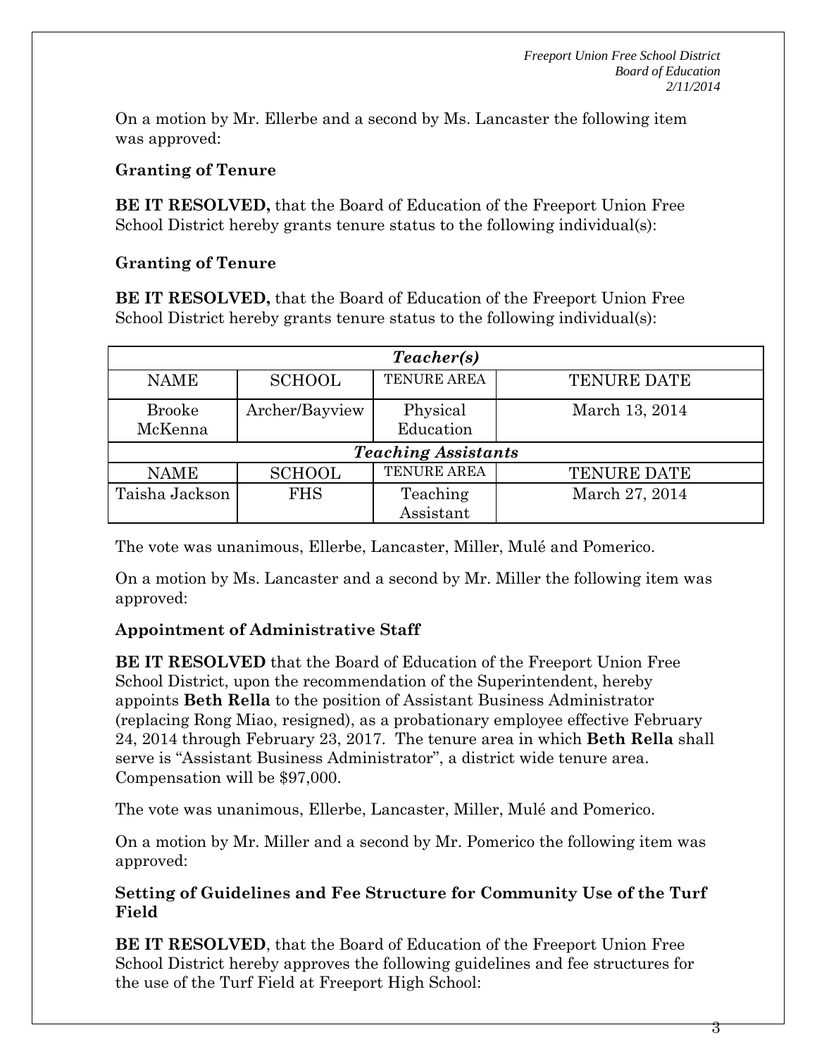On a motion by Mr. Ellerbe and a second by Ms. Lancaster the following item was approved:

**Granting of Tenure**

**BE IT RESOLVED,** that the Board of Education of the Freeport Union Free School District hereby grants tenure status to the following individual(s):

**Granting of Tenure**

**BE IT RESOLVED,** that the Board of Education of the Freeport Union Free School District hereby grants tenure status to the following individual(s):

| ***Teacher(s)*** | | | |
|---|---|---|---|
| NAME | SCHOOL | TENURE AREA | TENURE DATE |
| Brooke McKenna | Archer/Bayview | Physical Education | March 13, 2014 |
| ***Teaching Assistants*** | | | |
| NAME | SCHOOL | TENURE AREA | TENURE DATE |
| Taisha Jackson | FHS | Teaching Assistant | March 27, 2014 |

The vote was unanimous, Ellerbe, Lancaster, Miller, Mulé and Pomerico.

On a motion by Ms. Lancaster and a second by Mr. Miller the following item was approved:

**Appointment of Administrative Staff**

**BE IT RESOLVED** that the Board of Education of the Freeport Union Free School District, upon the recommendation of the Superintendent, hereby appoints **Beth Rella** to the position of Assistant Business Administrator (replacing Rong Miao, resigned), as a probationary employee effective February 24, 2014 through February 23, 2017. The tenure area in which **Beth Rella** shall serve is "Assistant Business Administrator", a district wide tenure area. Compensation will be $97,000.

The vote was unanimous, Ellerbe, Lancaster, Miller, Mulé and Pomerico.

On a motion by Mr. Miller and a second by Mr. Pomerico the following item was approved:

**Setting of Guidelines and Fee Structure for Community Use of the Turf Field**

**BE IT RESOLVED**, that the Board of Education of the Freeport Union Free School District hereby approves the following guidelines and fee structures for the use of the Turf Field at Freeport High School: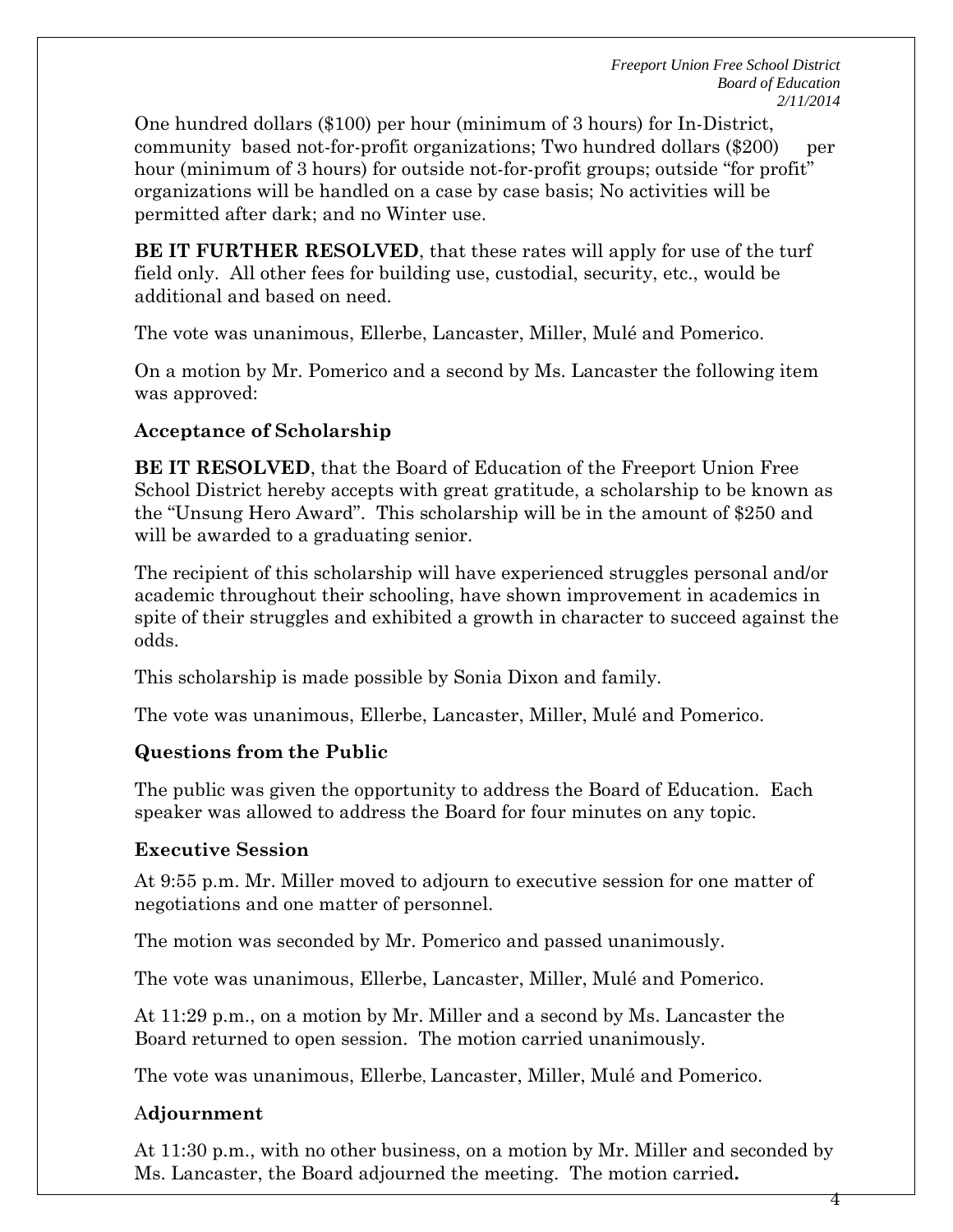One hundred dollars ($100) per hour (minimum of 3 hours) for In-District, community based not-for-profit organizations; Two hundred dollars ($200) per hour (minimum of 3 hours) for outside not-for-profit groups; outside "for profit" organizations will be handled on a case by case basis; No activities will be permitted after dark; and no Winter use.

**BE IT FURTHER RESOLVED**, that these rates will apply for use of the turf field only. All other fees for building use, custodial, security, etc., would be additional and based on need.

The vote was unanimous, Ellerbe, Lancaster, Miller, Mulé and Pomerico.

On a motion by Mr. Pomerico and a second by Ms. Lancaster the following item was approved:

### Acceptance of Scholarship

**BE IT RESOLVED**, that the Board of Education of the Freeport Union Free School District hereby accepts with great gratitude, a scholarship to be known as the "Unsung Hero Award". This scholarship will be in the amount of $250 and will be awarded to a graduating senior.

The recipient of this scholarship will have experienced struggles personal and/or academic throughout their schooling, have shown improvement in academics in spite of their struggles and exhibited a growth in character to succeed against the odds.

This scholarship is made possible by Sonia Dixon and family.

The vote was unanimous, Ellerbe, Lancaster, Miller, Mulé and Pomerico.

### Questions from the Public

The public was given the opportunity to address the Board of Education. Each speaker was allowed to address the Board for four minutes on any topic.

### Executive Session

At 9:55 p.m. Mr. Miller moved to adjourn to executive session for one matter of negotiations and one matter of personnel.

The motion was seconded by Mr. Pomerico and passed unanimously.

The vote was unanimous, Ellerbe, Lancaster, Miller, Mulé and Pomerico.

At 11:29 p.m., on a motion by Mr. Miller and a second by Ms. Lancaster the Board returned to open session. The motion carried unanimously.

The vote was unanimous, Ellerbe, Lancaster, Miller, Mulé and Pomerico.

### Adjournment

At 11:30 p.m., with no other business, on a motion by Mr. Miller and seconded by Ms. Lancaster, the Board adjourned the meeting. The motion carried**.**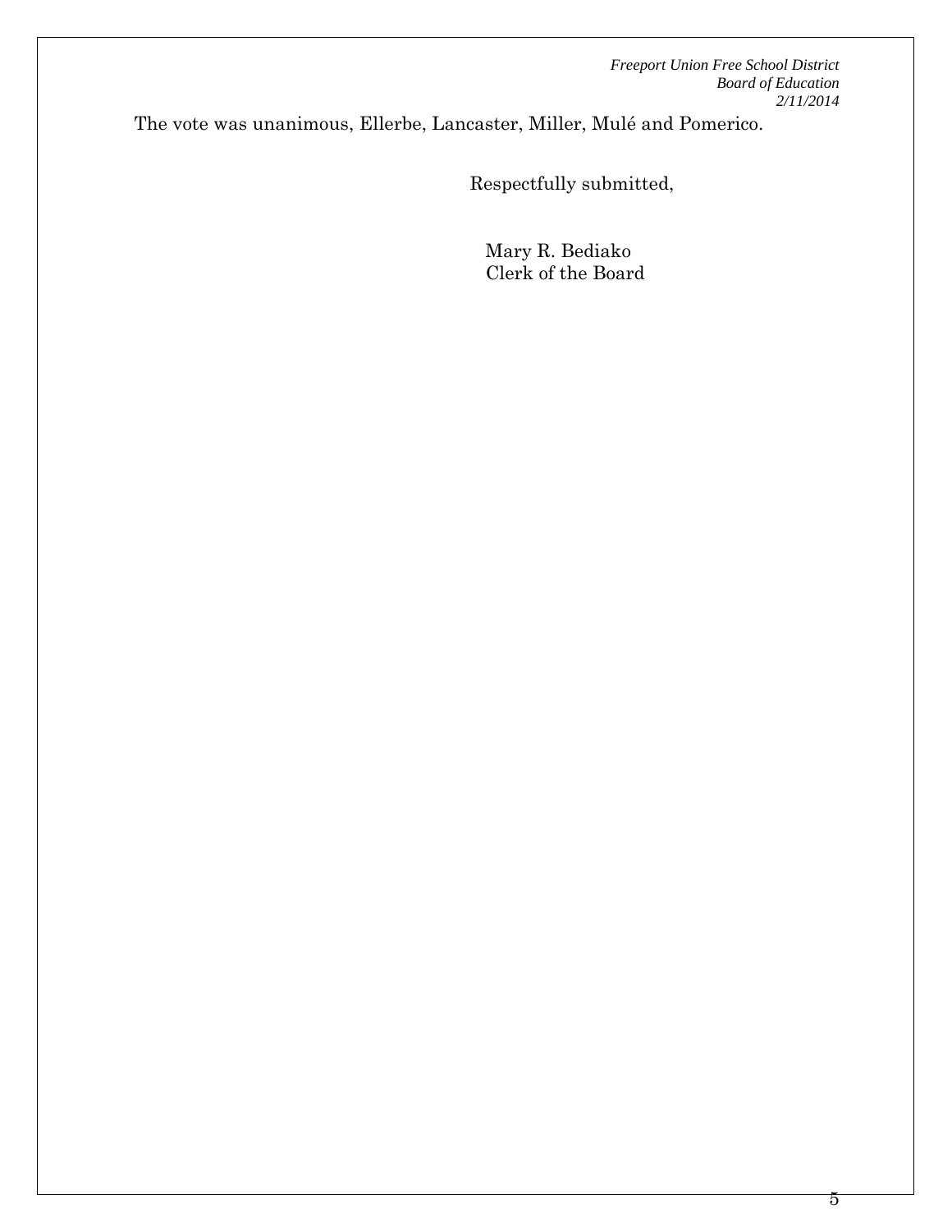The vote was unanimous, Ellerbe, Lancaster, Miller, Mulé and Pomerico.

Respectfully submitted,

Mary R. Bediako
Clerk of the Board